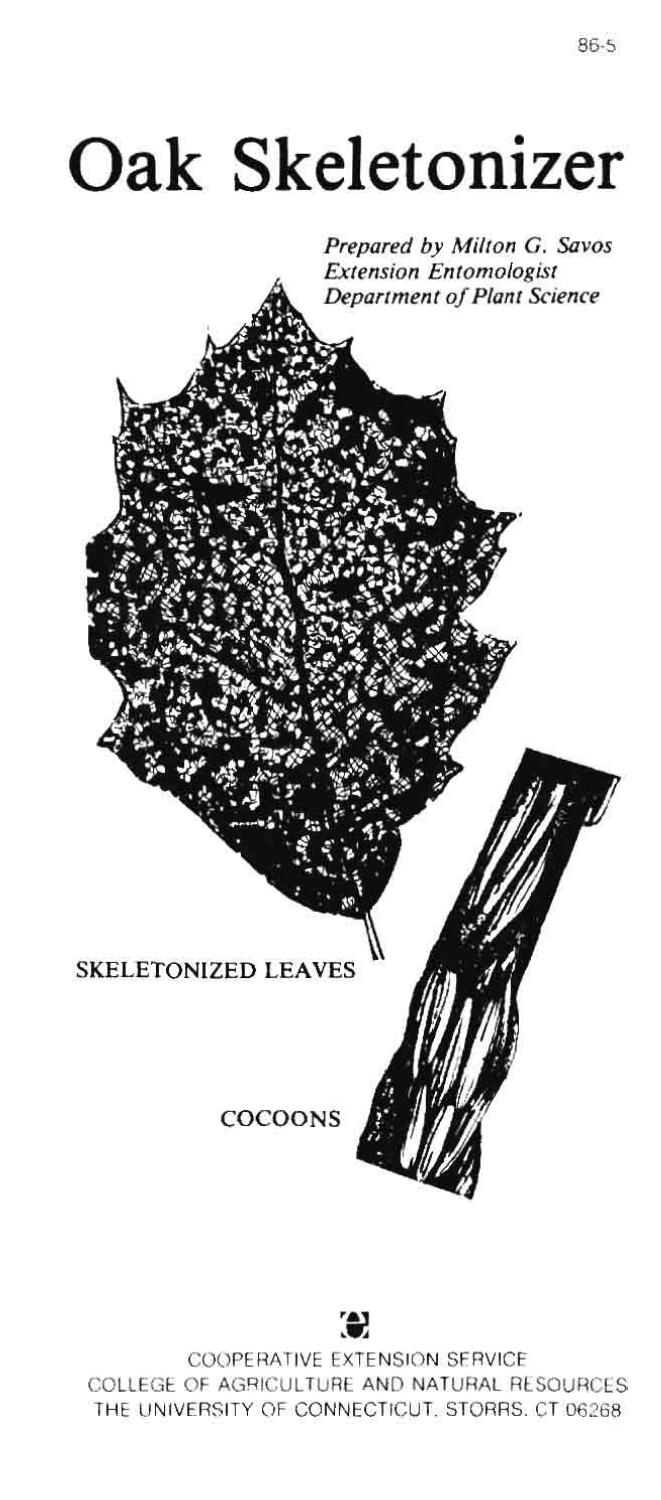86-5

# Oak Skeletonizer

*Prepared by Milton G. Savos*
*Extension Entomologist*
*Department of Plant Science*

SKELETONIZED LEAVES

COCOONS

COOPERATIVE EXTENSION SERVICE
COLLEGE OF AGRICULTURE AND NATURAL RESOURCES
THE UNIVERSITY OF CONNECTICUT, STORRS, CT 06268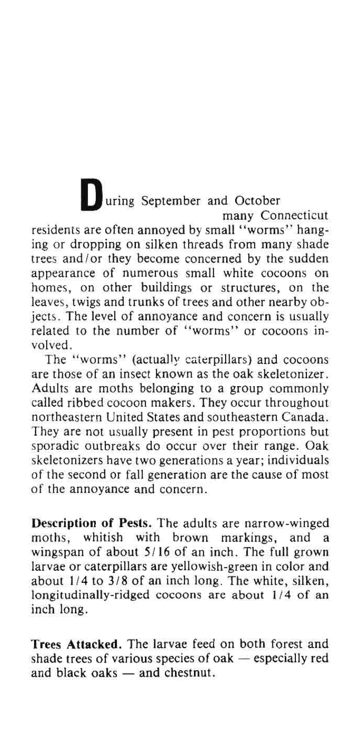During September and October many Connecticut residents are often annoyed by small "worms" hanging or dropping on silken threads from many shade trees and/or they become concerned by the sudden appearance of numerous small white cocoons on homes, on other buildings or structures, on the leaves, twigs and trunks of trees and other nearby objects. The level of annoyance and concern is usually related to the number of "worms" or cocoons involved.

The "worms" (actually caterpillars) and cocoons are those of an insect known as the oak skeletonizer. Adults are moths belonging to a group commonly called ribbed cocoon makers. They occur throughout northeastern United States and southeastern Canada. They are not usually present in pest proportions but sporadic outbreaks do occur over their range. Oak skeletonizers have two generations a year; individuals of the second or fall generation are the cause of most of the annoyance and concern.

**Description of Pests.** The adults are narrow-winged moths, whitish with brown markings, and a wingspan of about 5/16 of an inch. The full grown larvae or caterpillars are yellowish-green in color and about 1/4 to 3/8 of an inch long. The white, silken, longitudinally-ridged cocoons are about 1/4 of an inch long.

**Trees Attacked.** The larvae feed on both forest and shade trees of various species of oak — especially red and black oaks — and chestnut.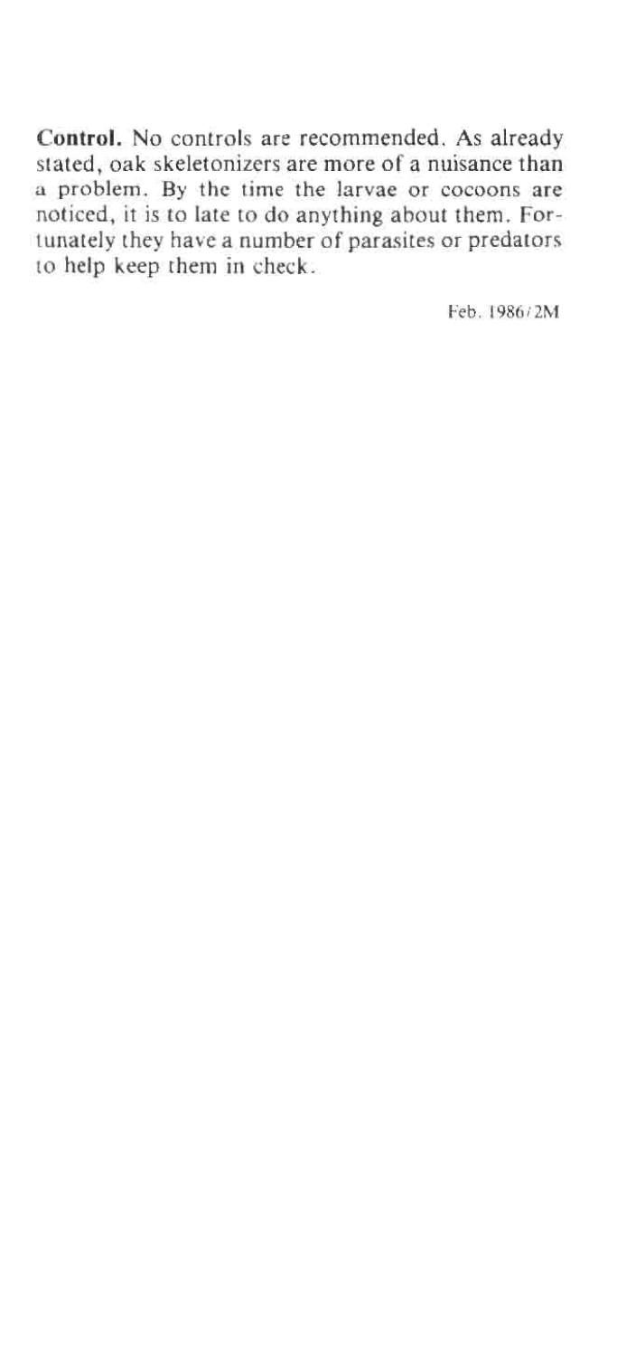**Control.** No controls are recommended. As already stated, oak skeletonizers are more of a nuisance than a problem. By the time the larvae or cocoons are noticed, it is to late to do anything about them. Fortunately they have a number of parasites or predators to help keep them in check.

Feb. 1986/2M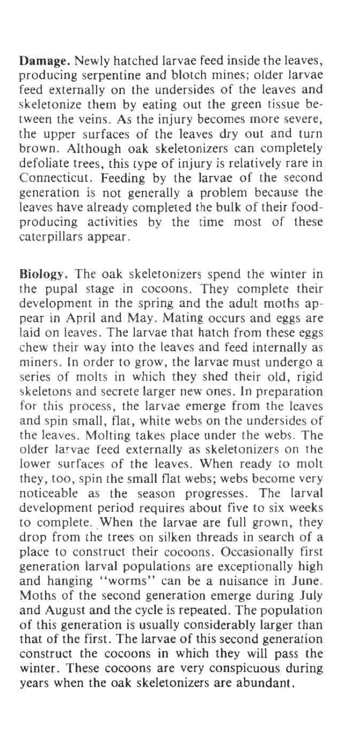**Damage.** Newly hatched larvae feed inside the leaves, producing serpentine and blotch mines; older larvae feed externally on the undersides of the leaves and skeletonize them by eating out the green tissue between the veins. As the injury becomes more severe, the upper surfaces of the leaves dry out and turn brown. Although oak skeletonizers can completely defoliate trees, this type of injury is relatively rare in Connecticut. Feeding by the larvae of the second generation is not generally a problem because the leaves have already completed the bulk of their food-producing activities by the time most of these caterpillars appear.

**Biology.** The oak skeletonizers spend the winter in the pupal stage in cocoons. They complete their development in the spring and the adult moths appear in April and May. Mating occurs and eggs are laid on leaves. The larvae that hatch from these eggs chew their way into the leaves and feed internally as miners. In order to grow, the larvae must undergo a series of molts in which they shed their old, rigid skeletons and secrete larger new ones. In preparation for this process, the larvae emerge from the leaves and spin small, flat, white webs on the undersides of the leaves. Molting takes place under the webs. The older larvae feed externally as skeletonizers on the lower surfaces of the leaves. When ready to molt they, too, spin the small flat webs; webs become very noticeable as the season progresses. The larval development period requires about five to six weeks to complete. When the larvae are full grown, they drop from the trees on silken threads in search of a place to construct their cocoons. Occasionally first generation larval populations are exceptionally high and hanging "worms" can be a nuisance in June. Moths of the second generation emerge during July and August and the cycle is repeated. The population of this generation is usually considerably larger than that of the first. The larvae of this second generation construct the cocoons in which they will pass the winter. These cocoons are very conspicuous during years when the oak skeletonizers are abundant.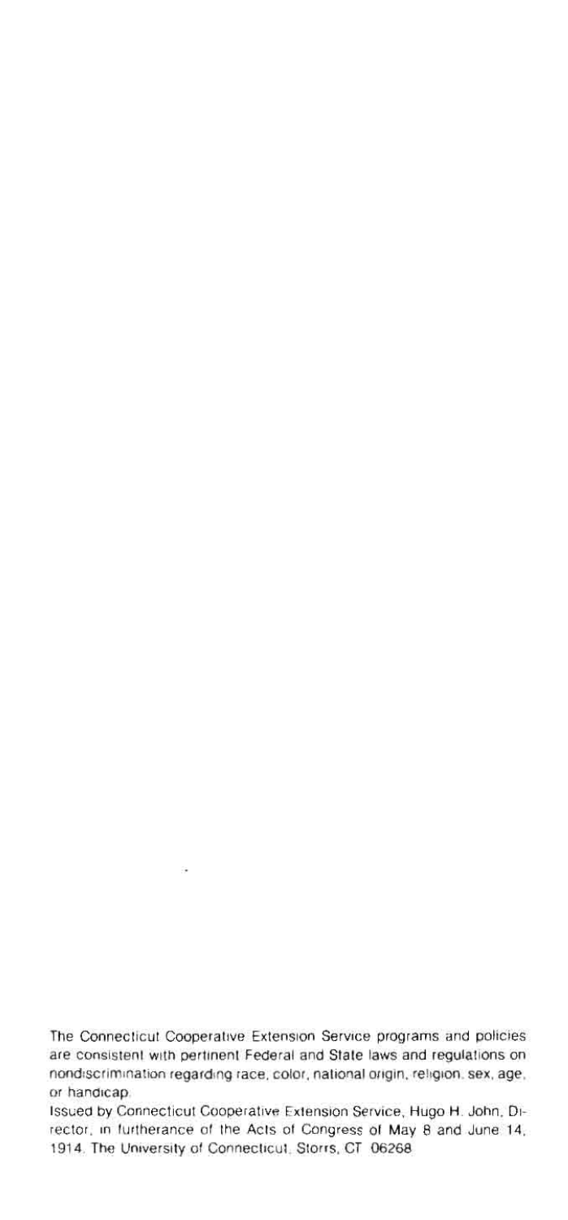The Connecticut Cooperative Extension Service programs and policies are consistent with pertinent Federal and State laws and regulations on nondiscrimination regarding race, color, national origin, religion, sex, age, or handicap.

Issued by Connecticut Cooperative Extension Service, Hugo H. John, Director, in furtherance of the Acts of Congress of May 8 and June 14, 1914. The University of Connecticut, Storrs, CT 06268